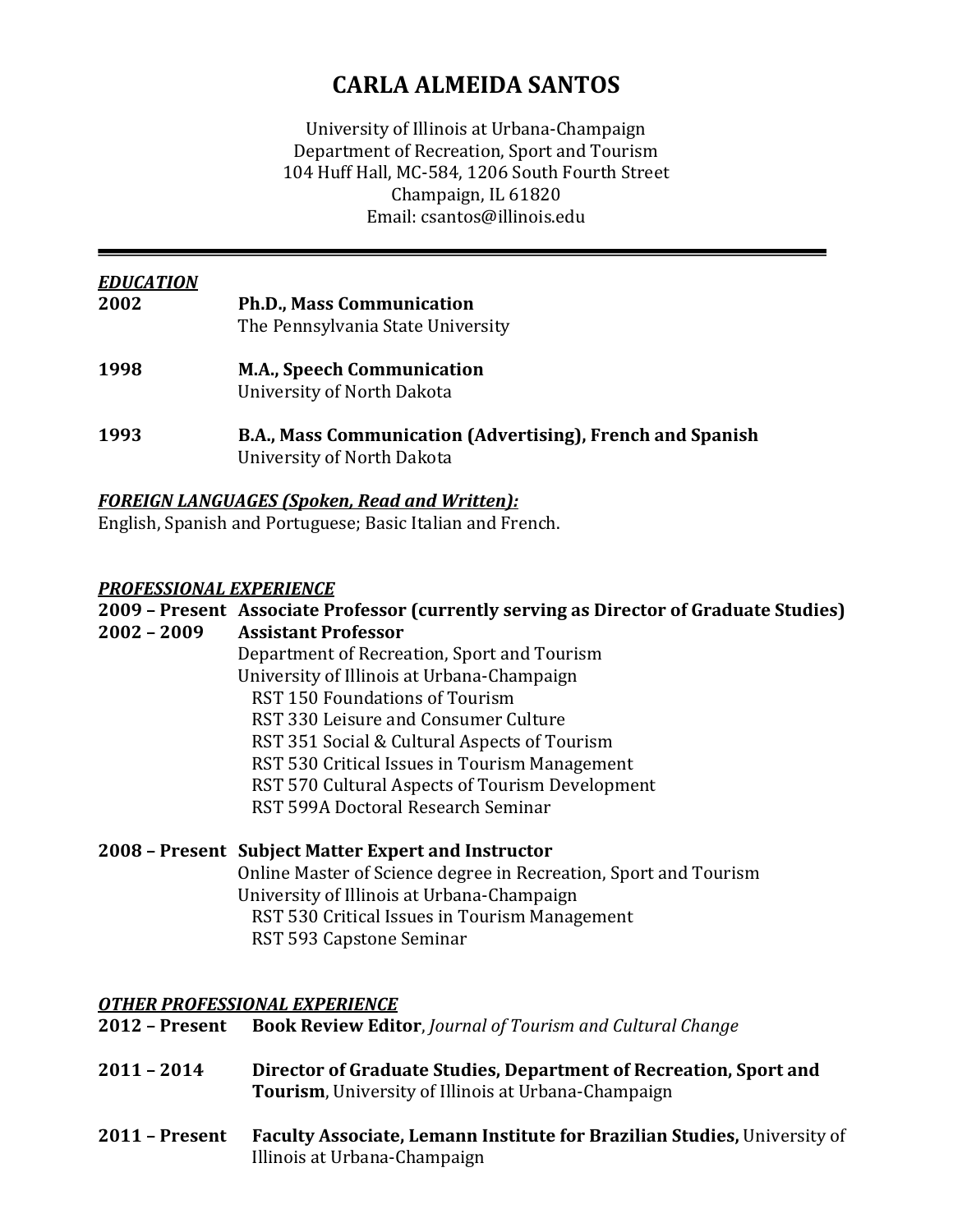# CARLA ALMEIDA SANTOS

University of Illinois at Urbana-Champaign
Department of Recreation, Sport and Tourism
104 Huff Hall, MC-584, 1206 South Fourth Street
Champaign, IL 61820
Email: csantos@illinois.edu

---

***EDUCATION***

**2002** **Ph.D., Mass Communication**
The Pennsylvania State University

**1998** **M.A., Speech Communication**
University of North Dakota

**1993** **B.A., Mass Communication (Advertising), French and Spanish**
University of North Dakota

***FOREIGN LANGUAGES (Spoken, Read and Written):***
English, Spanish and Portuguese; Basic Italian and French.

***PROFESSIONAL EXPERIENCE***

**2009 – Present** **Associate Professor (currently serving as Director of Graduate Studies)**
**2002 – 2009** **Assistant Professor**
Department of Recreation, Sport and Tourism
University of Illinois at Urbana-Champaign
- RST 150 Foundations of Tourism
- RST 330 Leisure and Consumer Culture
- RST 351 Social & Cultural Aspects of Tourism
- RST 530 Critical Issues in Tourism Management
- RST 570 Cultural Aspects of Tourism Development
- RST 599A Doctoral Research Seminar

**2008 – Present** **Subject Matter Expert and Instructor**
Online Master of Science degree in Recreation, Sport and Tourism
University of Illinois at Urbana-Champaign
- RST 530 Critical Issues in Tourism Management
- RST 593 Capstone Seminar

***OTHER PROFESSIONAL EXPERIENCE***

**2012 – Present** **Book Review Editor**, *Journal of Tourism and Cultural Change*

**2011 – 2014** **Director of Graduate Studies, Department of Recreation, Sport and Tourism**, University of Illinois at Urbana-Champaign

**2011 – Present** **Faculty Associate, Lemann Institute for Brazilian Studies,** University of Illinois at Urbana-Champaign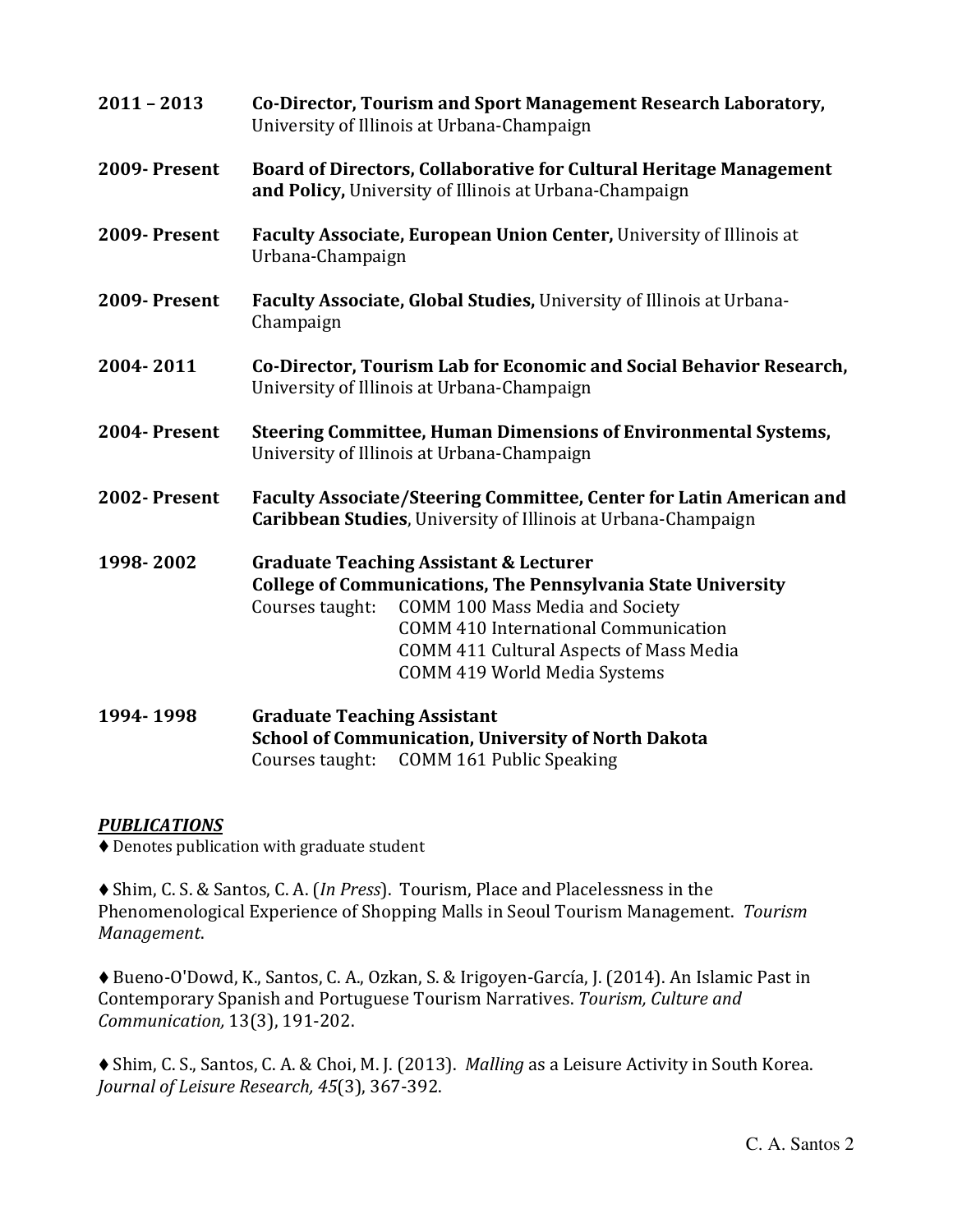**2011 – 2013** **Co-Director, Tourism and Sport Management Research Laboratory,** University of Illinois at Urbana-Champaign

**2009- Present** **Board of Directors, Collaborative for Cultural Heritage Management and Policy,** University of Illinois at Urbana-Champaign

**2009- Present** **Faculty Associate, European Union Center,** University of Illinois at Urbana-Champaign

**2009- Present** **Faculty Associate, Global Studies,** University of Illinois at Urbana-Champaign

**2004- 2011** **Co-Director, Tourism Lab for Economic and Social Behavior Research,** University of Illinois at Urbana-Champaign

**2004- Present** **Steering Committee, Human Dimensions of Environmental Systems,** University of Illinois at Urbana-Champaign

**2002- Present** **Faculty Associate/Steering Committee, Center for Latin American and Caribbean Studies**, University of Illinois at Urbana-Champaign

**1998- 2002** **Graduate Teaching Assistant & Lecturer**
**College of Communications, The Pennsylvania State University**
Courses taught: COMM 100 Mass Media and Society
COMM 410 International Communication
COMM 411 Cultural Aspects of Mass Media
COMM 419 World Media Systems

**1994- 1998** **Graduate Teaching Assistant**
**School of Communication, University of North Dakota**
Courses taught: COMM 161 Public Speaking

## ***PUBLICATIONS***

♦ Denotes publication with graduate student

♦ Shim, C. S. & Santos, C. A. (*In Press*). Tourism, Place and Placelessness in the Phenomenological Experience of Shopping Malls in Seoul Tourism Management. *Tourism Management*.

♦ Bueno-O'Dowd, K., Santos, C. A., Ozkan, S. & Irigoyen-García, J. (2014). An Islamic Past in Contemporary Spanish and Portuguese Tourism Narratives. *Tourism, Culture and Communication,* 13(3), 191-202.

♦ Shim, C. S., Santos, C. A. & Choi, M. J. (2013). *Malling* as a Leisure Activity in South Korea. *Journal of Leisure Research, 45*(3), 367-392.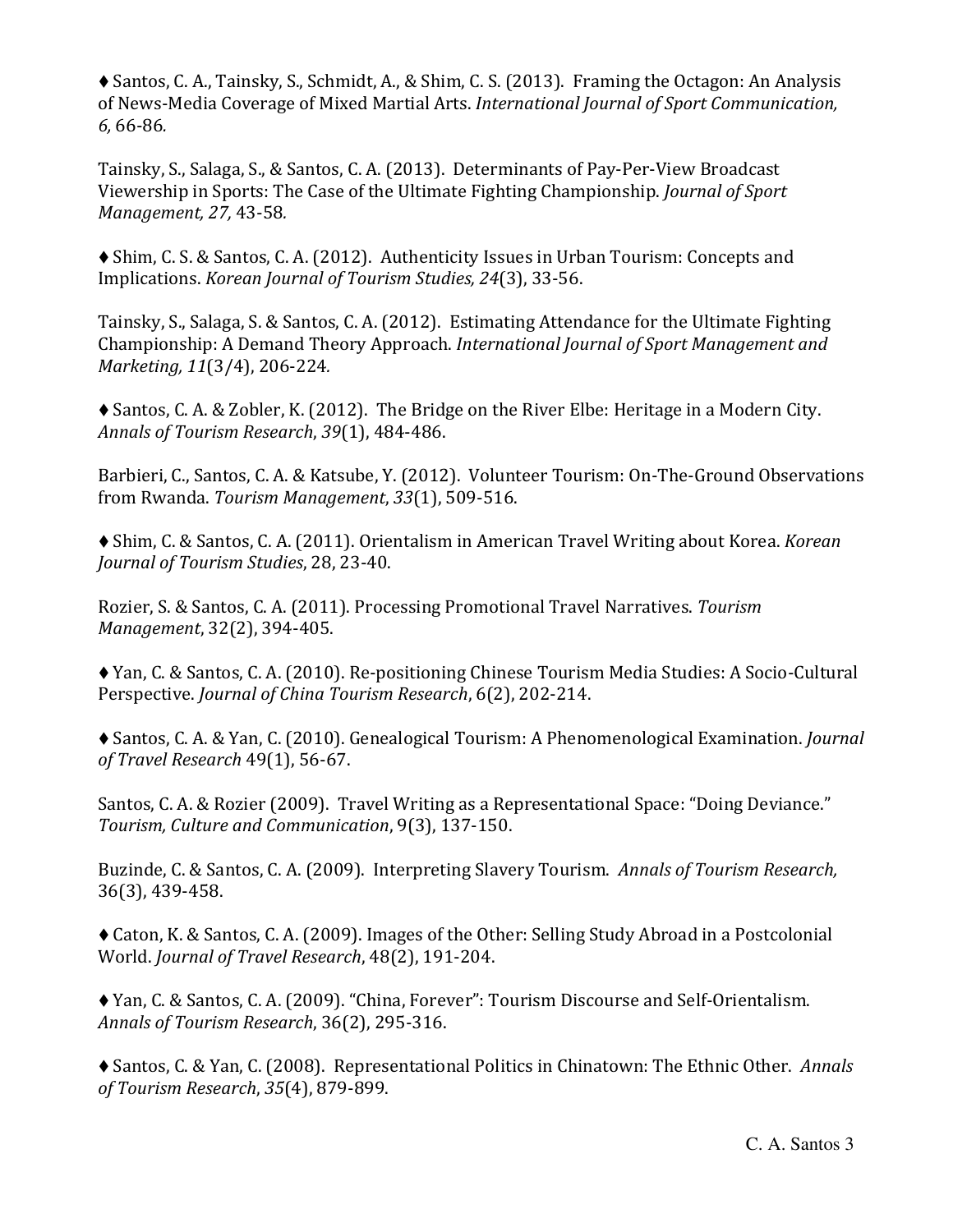♦ Santos, C. A., Tainsky, S., Schmidt, A., & Shim, C. S. (2013). Framing the Octagon: An Analysis of News-Media Coverage of Mixed Martial Arts. *International Journal of Sport Communication, 6,* 66-86.

Tainsky, S., Salaga, S., & Santos, C. A. (2013). Determinants of Pay-Per-View Broadcast Viewership in Sports: The Case of the Ultimate Fighting Championship. *Journal of Sport Management, 27,* 43-58.

♦ Shim, C. S. & Santos, C. A. (2012). Authenticity Issues in Urban Tourism: Concepts and Implications. *Korean Journal of Tourism Studies, 24*(3), 33-56.

Tainsky, S., Salaga, S. & Santos, C. A. (2012). Estimating Attendance for the Ultimate Fighting Championship: A Demand Theory Approach. *International Journal of Sport Management and Marketing, 11*(3/4), 206-224.

♦ Santos, C. A. & Zobler, K. (2012). The Bridge on the River Elbe: Heritage in a Modern City. *Annals of Tourism Research*, *39*(1), 484-486.

Barbieri, C., Santos, C. A. & Katsube, Y. (2012). Volunteer Tourism: On-The-Ground Observations from Rwanda. *Tourism Management*, *33*(1), 509-516.

♦ Shim, C. & Santos, C. A. (2011). Orientalism in American Travel Writing about Korea. *Korean Journal of Tourism Studies*, 28, 23-40.

Rozier, S. & Santos, C. A. (2011). Processing Promotional Travel Narratives. *Tourism Management*, 32(2), 394-405.

♦ Yan, C. & Santos, C. A. (2010). Re-positioning Chinese Tourism Media Studies: A Socio-Cultural Perspective. *Journal of China Tourism Research*, 6(2), 202-214.

♦ Santos, C. A. & Yan, C. (2010). Genealogical Tourism: A Phenomenological Examination. *Journal of Travel Research* 49(1), 56-67.

Santos, C. A. & Rozier (2009). Travel Writing as a Representational Space: "Doing Deviance." *Tourism, Culture and Communication*, 9(3), 137-150.

Buzinde, C. & Santos, C. A. (2009). Interpreting Slavery Tourism. *Annals of Tourism Research,* 36(3), 439-458.

♦ Caton, K. & Santos, C. A. (2009). Images of the Other: Selling Study Abroad in a Postcolonial World. *Journal of Travel Research*, 48(2), 191-204.

♦ Yan, C. & Santos, C. A. (2009). "China, Forever": Tourism Discourse and Self-Orientalism. *Annals of Tourism Research*, 36(2), 295-316.

♦ Santos, C. & Yan, C. (2008). Representational Politics in Chinatown: The Ethnic Other. *Annals of Tourism Research*, *35*(4), 879-899.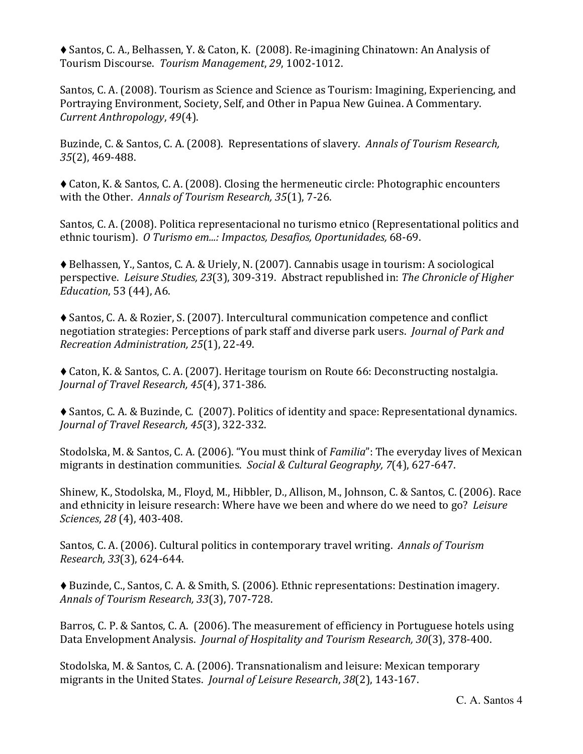♦ Santos, C. A., Belhassen, Y. & Caton, K. (2008). Re-imagining Chinatown: An Analysis of Tourism Discourse. *Tourism Management*, *29*, 1002-1012.

Santos, C. A. (2008). Tourism as Science and Science as Tourism: Imagining, Experiencing, and Portraying Environment, Society, Self, and Other in Papua New Guinea. A Commentary. *Current Anthropology*, *49*(4).

Buzinde, C. & Santos, C. A. (2008). Representations of slavery. *Annals of Tourism Research, 35*(2), 469-488.

♦ Caton, K. & Santos, C. A. (2008). Closing the hermeneutic circle: Photographic encounters with the Other. *Annals of Tourism Research, 35*(1), 7-26.

Santos, C. A. (2008). Politica representacional no turismo etnico (Representational politics and ethnic tourism). *O Turismo em...: Impactos, Desafios, Oportunidades,* 68-69.

♦ Belhassen, Y., Santos, C. A. & Uriely, N. (2007). Cannabis usage in tourism: A sociological perspective. *Leisure Studies, 23*(3), 309-319. Abstract republished in: *The Chronicle of Higher Education*, 53 (44), A6.

♦ Santos, C. A. & Rozier, S. (2007). Intercultural communication competence and conflict negotiation strategies: Perceptions of park staff and diverse park users. *Journal of Park and Recreation Administration, 25*(1), 22-49.

♦ Caton, K. & Santos, C. A. (2007). Heritage tourism on Route 66: Deconstructing nostalgia. *Journal of Travel Research, 45*(4), 371-386.

♦ Santos, C. A. & Buzinde, C. (2007). Politics of identity and space: Representational dynamics. *Journal of Travel Research, 45*(3), 322-332.

Stodolska, M. & Santos, C. A. (2006). "You must think of *Familia*": The everyday lives of Mexican migrants in destination communities. *Social & Cultural Geography, 7*(4), 627-647.

Shinew, K., Stodolska, M., Floyd, M., Hibbler, D., Allison, M., Johnson, C. & Santos, C. (2006). Race and ethnicity in leisure research: Where have we been and where do we need to go? *Leisure Sciences*, *28* (4), 403-408.

Santos, C. A. (2006). Cultural politics in contemporary travel writing. *Annals of Tourism Research, 33*(3), 624-644.

♦ Buzinde, C., Santos, C. A. & Smith, S. (2006). Ethnic representations: Destination imagery. *Annals of Tourism Research, 33*(3), 707-728.

Barros, C. P. & Santos, C. A. (2006). The measurement of efficiency in Portuguese hotels using Data Envelopment Analysis. *Journal of Hospitality and Tourism Research, 30*(3), 378-400.

Stodolska, M. & Santos, C. A. (2006). Transnationalism and leisure: Mexican temporary migrants in the United States. *Journal of Leisure Research*, *38*(2), 143-167.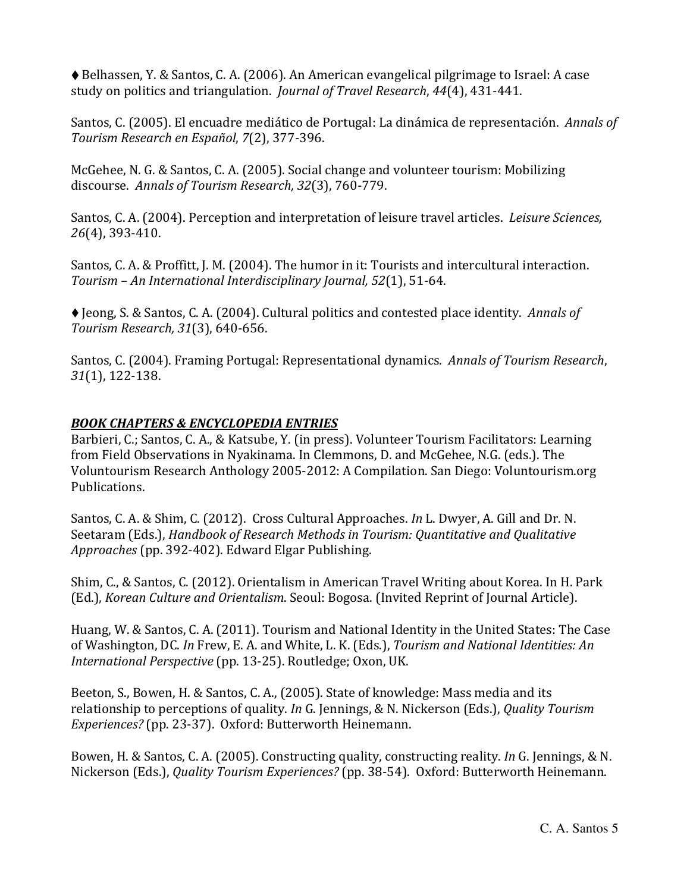♦ Belhassen, Y. & Santos, C. A. (2006). An American evangelical pilgrimage to Israel: A case study on politics and triangulation. *Journal of Travel Research*, *44*(4), 431-441.

Santos, C. (2005). El encuadre mediático de Portugal: La dinámica de representación. *Annals of Tourism Research en Español*, *7*(2), 377-396.

McGehee, N. G. & Santos, C. A. (2005). Social change and volunteer tourism: Mobilizing discourse. *Annals of Tourism Research, 32*(3), 760-779.

Santos, C. A. (2004). Perception and interpretation of leisure travel articles. *Leisure Sciences, 26*(4), 393-410.

Santos, C. A. & Proffitt, J. M. (2004). The humor in it: Tourists and intercultural interaction. *Tourism – An International Interdisciplinary Journal, 52*(1), 51-64.

♦ Jeong, S. & Santos, C. A. (2004). Cultural politics and contested place identity. *Annals of Tourism Research, 31*(3), 640-656.

Santos, C. (2004). Framing Portugal: Representational dynamics. *Annals of Tourism Research*, *31*(1), 122-138.

## ***BOOK CHAPTERS & ENCYCLOPEDIA ENTRIES***

Barbieri, C.; Santos, C. A., & Katsube, Y. (in press). Volunteer Tourism Facilitators: Learning from Field Observations in Nyakinama. In Clemmons, D. and McGehee, N.G. (eds.). The Voluntourism Research Anthology 2005-2012: A Compilation. San Diego: Voluntourism.org Publications.

Santos, C. A. & Shim, C. (2012). Cross Cultural Approaches. *In* L. Dwyer, A. Gill and Dr. N. Seetaram (Eds.), *Handbook of Research Methods in Tourism: Quantitative and Qualitative Approaches* (pp. 392-402). Edward Elgar Publishing.

Shim, C., & Santos, C. (2012). Orientalism in American Travel Writing about Korea. In H. Park (Ed.), *Korean Culture and Orientalism*. Seoul: Bogosa. (Invited Reprint of Journal Article).

Huang, W. & Santos, C. A. (2011). Tourism and National Identity in the United States: The Case of Washington, DC. *In* Frew, E. A. and White, L. K. (Eds.), *Tourism and National Identities: An International Perspective* (pp. 13-25). Routledge; Oxon, UK.

Beeton, S., Bowen, H. & Santos, C. A., (2005). State of knowledge: Mass media and its relationship to perceptions of quality. *In* G. Jennings, & N. Nickerson (Eds.), *Quality Tourism Experiences?* (pp. 23-37). Oxford: Butterworth Heinemann.

Bowen, H. & Santos, C. A. (2005). Constructing quality, constructing reality. *In* G. Jennings, & N. Nickerson (Eds.), *Quality Tourism Experiences?* (pp. 38-54). Oxford: Butterworth Heinemann.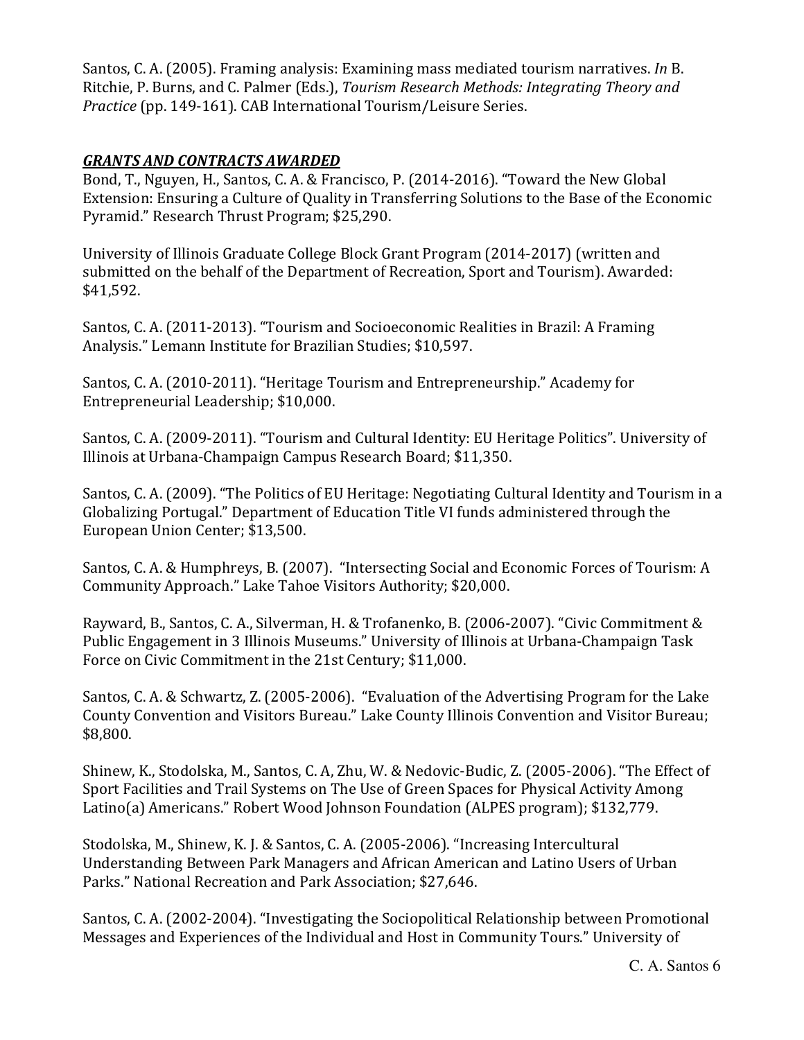Santos, C. A. (2005). Framing analysis: Examining mass mediated tourism narratives. *In* B. Ritchie, P. Burns, and C. Palmer (Eds.), *Tourism Research Methods: Integrating Theory and Practice* (pp. 149-161). CAB International Tourism/Leisure Series.

## ***GRANTS AND CONTRACTS AWARDED***

Bond, T., Nguyen, H., Santos, C. A. & Francisco, P. (2014-2016). "Toward the New Global Extension: Ensuring a Culture of Quality in Transferring Solutions to the Base of the Economic Pyramid." Research Thrust Program; $25,290.

University of Illinois Graduate College Block Grant Program (2014-2017) (written and submitted on the behalf of the Department of Recreation, Sport and Tourism). Awarded: $41,592.

Santos, C. A. (2011-2013). "Tourism and Socioeconomic Realities in Brazil: A Framing Analysis." Lemann Institute for Brazilian Studies; $10,597.

Santos, C. A. (2010-2011). "Heritage Tourism and Entrepreneurship." Academy for Entrepreneurial Leadership; $10,000.

Santos, C. A. (2009-2011). "Tourism and Cultural Identity: EU Heritage Politics". University of Illinois at Urbana-Champaign Campus Research Board; $11,350.

Santos, C. A. (2009). "The Politics of EU Heritage: Negotiating Cultural Identity and Tourism in a Globalizing Portugal." Department of Education Title VI funds administered through the European Union Center; $13,500.

Santos, C. A. & Humphreys, B. (2007). "Intersecting Social and Economic Forces of Tourism: A Community Approach." Lake Tahoe Visitors Authority; $20,000.

Rayward, B., Santos, C. A., Silverman, H. & Trofanenko, B. (2006-2007). "Civic Commitment & Public Engagement in 3 Illinois Museums." University of Illinois at Urbana-Champaign Task Force on Civic Commitment in the 21st Century; $11,000.

Santos, C. A. & Schwartz, Z. (2005-2006). "Evaluation of the Advertising Program for the Lake County Convention and Visitors Bureau." Lake County Illinois Convention and Visitor Bureau; $8,800.

Shinew, K., Stodolska, M., Santos, C. A, Zhu, W. & Nedovic-Budic, Z. (2005-2006). "The Effect of Sport Facilities and Trail Systems on The Use of Green Spaces for Physical Activity Among Latino(a) Americans." Robert Wood Johnson Foundation (ALPES program); $132,779.

Stodolska, M., Shinew, K. J. & Santos, C. A. (2005-2006). "Increasing Intercultural Understanding Between Park Managers and African American and Latino Users of Urban Parks." National Recreation and Park Association; $27,646.

Santos, C. A. (2002-2004). "Investigating the Sociopolitical Relationship between Promotional Messages and Experiences of the Individual and Host in Community Tours." University of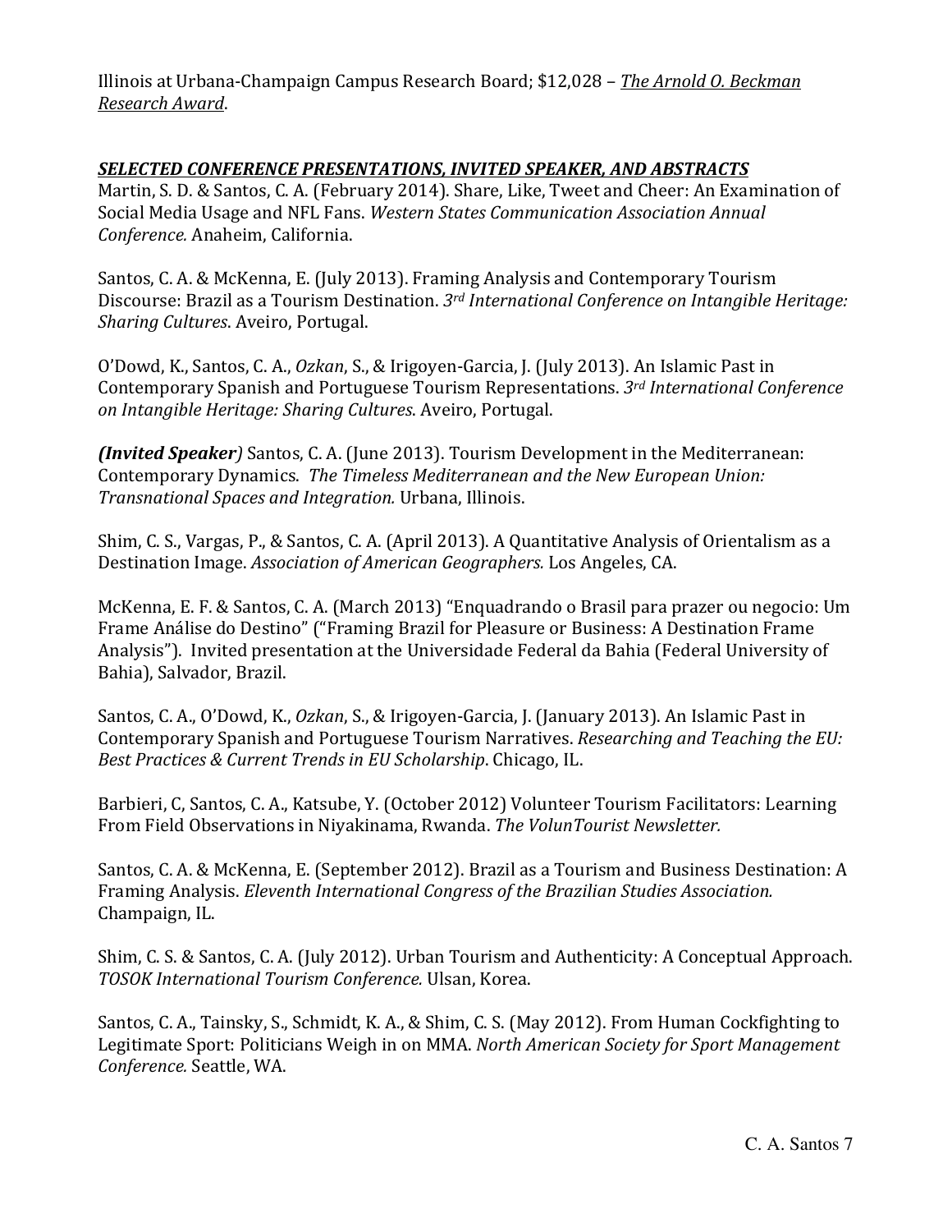Illinois at Urbana-Champaign Campus Research Board; $12,028 – *The Arnold O. Beckman Research Award*.

***SELECTED CONFERENCE PRESENTATIONS, INVITED SPEAKER, AND ABSTRACTS***

Martin, S. D. & Santos, C. A. (February 2014). Share, Like, Tweet and Cheer: An Examination of Social Media Usage and NFL Fans. *Western States Communication Association Annual Conference.* Anaheim, California.

Santos, C. A. & McKenna, E. (July 2013). Framing Analysis and Contemporary Tourism Discourse: Brazil as a Tourism Destination. *3rd International Conference on Intangible Heritage: Sharing Cultures*. Aveiro, Portugal.

O'Dowd, K., Santos, C. A., *Ozkan*, S., & Irigoyen-Garcia, J. (July 2013). An Islamic Past in Contemporary Spanish and Portuguese Tourism Representations. *3rd International Conference on Intangible Heritage: Sharing Cultures*. Aveiro, Portugal.

***(Invited Speaker)*** Santos, C. A. (June 2013). Tourism Development in the Mediterranean: Contemporary Dynamics. *The Timeless Mediterranean and the New European Union: Transnational Spaces and Integration.* Urbana, Illinois.

Shim, C. S., Vargas, P., & Santos, C. A. (April 2013). A Quantitative Analysis of Orientalism as a Destination Image. *Association of American Geographers.* Los Angeles, CA.

McKenna, E. F. & Santos, C. A. (March 2013) "Enquadrando o Brasil para prazer ou negocio: Um Frame Análise do Destino" ("Framing Brazil for Pleasure or Business: A Destination Frame Analysis"). Invited presentation at the Universidade Federal da Bahia (Federal University of Bahia), Salvador, Brazil.

Santos, C. A., O'Dowd, K., *Ozkan*, S., & Irigoyen-Garcia, J. (January 2013). An Islamic Past in Contemporary Spanish and Portuguese Tourism Narratives. *Researching and Teaching the EU: Best Practices & Current Trends in EU Scholarship*. Chicago, IL.

Barbieri, C, Santos, C. A., Katsube, Y. (October 2012) Volunteer Tourism Facilitators: Learning From Field Observations in Niyakinama, Rwanda. *The VolunTourist Newsletter.*

Santos, C. A. & McKenna, E. (September 2012). Brazil as a Tourism and Business Destination: A Framing Analysis. *Eleventh International Congress of the Brazilian Studies Association.* Champaign, IL.

Shim, C. S. & Santos, C. A. (July 2012). Urban Tourism and Authenticity: A Conceptual Approach. *TOSOK International Tourism Conference.* Ulsan, Korea.

Santos, C. A., Tainsky, S., Schmidt, K. A., & Shim, C. S. (May 2012). From Human Cockfighting to Legitimate Sport: Politicians Weigh in on MMA. *North American Society for Sport Management Conference.* Seattle, WA.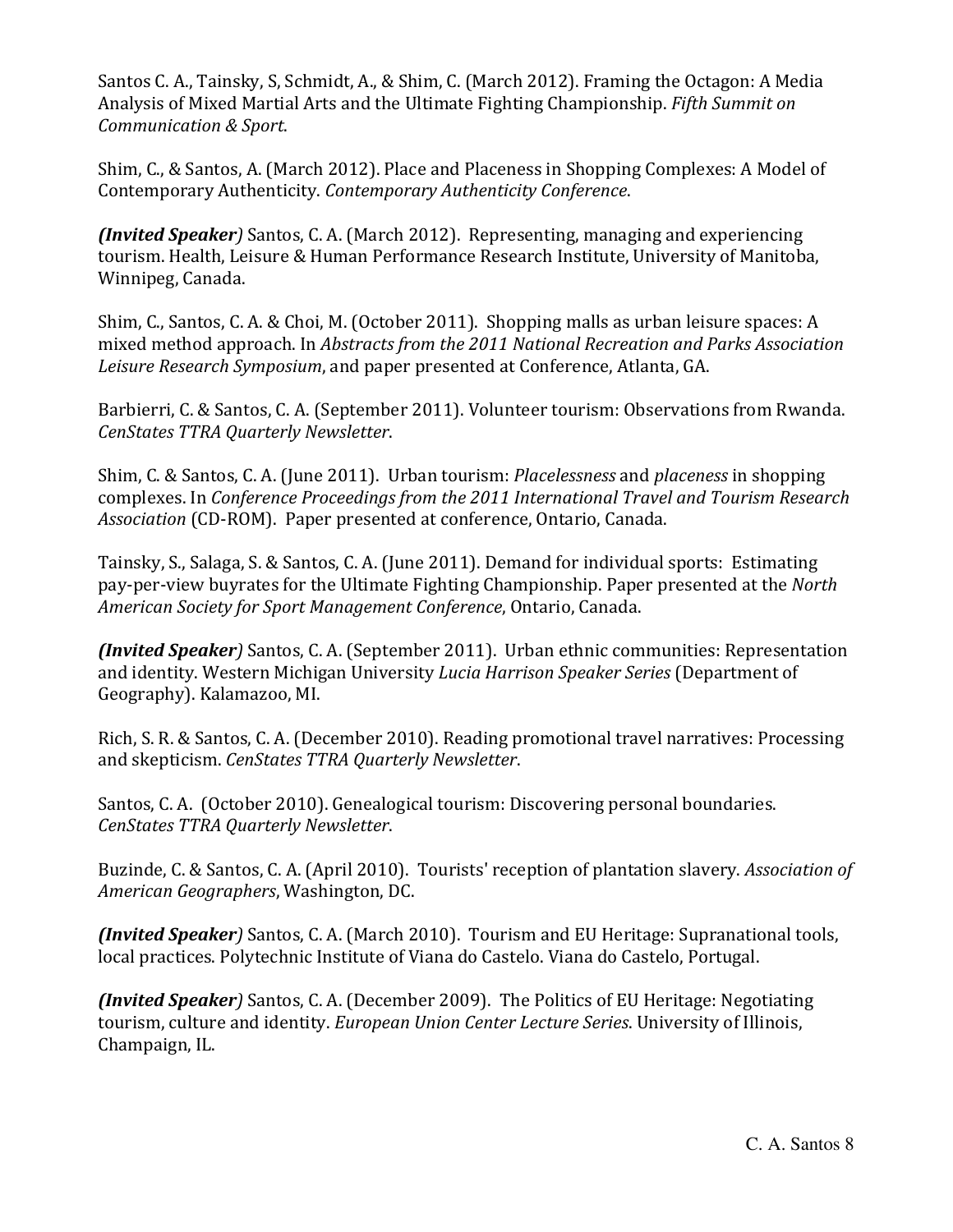Santos C. A., Tainsky, S, Schmidt, A., & Shim, C. (March 2012). Framing the Octagon: A Media Analysis of Mixed Martial Arts and the Ultimate Fighting Championship. *Fifth Summit on Communication & Sport*.

Shim, C., & Santos, A. (March 2012). Place and Placeness in Shopping Complexes: A Model of Contemporary Authenticity. *Contemporary Authenticity Conference*.

***(Invited Speaker)*** Santos, C. A. (March 2012). Representing, managing and experiencing tourism. Health, Leisure & Human Performance Research Institute, University of Manitoba, Winnipeg, Canada.

Shim, C., Santos, C. A. & Choi, M. (October 2011). Shopping malls as urban leisure spaces: A mixed method approach. In *Abstracts from the 2011 National Recreation and Parks Association Leisure Research Symposium*, and paper presented at Conference, Atlanta, GA.

Barbierri, C. & Santos, C. A. (September 2011). Volunteer tourism: Observations from Rwanda. *CenStates TTRA Quarterly Newsletter*.

Shim, C. & Santos, C. A. (June 2011). Urban tourism: *Placelessness* and *placeness* in shopping complexes. In *Conference Proceedings from the 2011 International Travel and Tourism Research Association* (CD-ROM). Paper presented at conference, Ontario, Canada.

Tainsky, S., Salaga, S. & Santos, C. A. (June 2011). Demand for individual sports: Estimating pay-per-view buyrates for the Ultimate Fighting Championship. Paper presented at the *North American Society for Sport Management Conference*, Ontario, Canada.

***(Invited Speaker)*** Santos, C. A. (September 2011). Urban ethnic communities: Representation and identity. Western Michigan University *Lucia Harrison Speaker Series* (Department of Geography). Kalamazoo, MI.

Rich, S. R. & Santos, C. A. (December 2010). Reading promotional travel narratives: Processing and skepticism. *CenStates TTRA Quarterly Newsletter*.

Santos, C. A. (October 2010). Genealogical tourism: Discovering personal boundaries. *CenStates TTRA Quarterly Newsletter*.

Buzinde, C. & Santos, C. A. (April 2010). Tourists' reception of plantation slavery. *Association of American Geographers*, Washington, DC.

***(Invited Speaker)*** Santos, C. A. (March 2010). Tourism and EU Heritage: Supranational tools, local practices. Polytechnic Institute of Viana do Castelo. Viana do Castelo, Portugal.

***(Invited Speaker)*** Santos, C. A. (December 2009). The Politics of EU Heritage: Negotiating tourism, culture and identity. *European Union Center Lecture Series*. University of Illinois, Champaign, IL.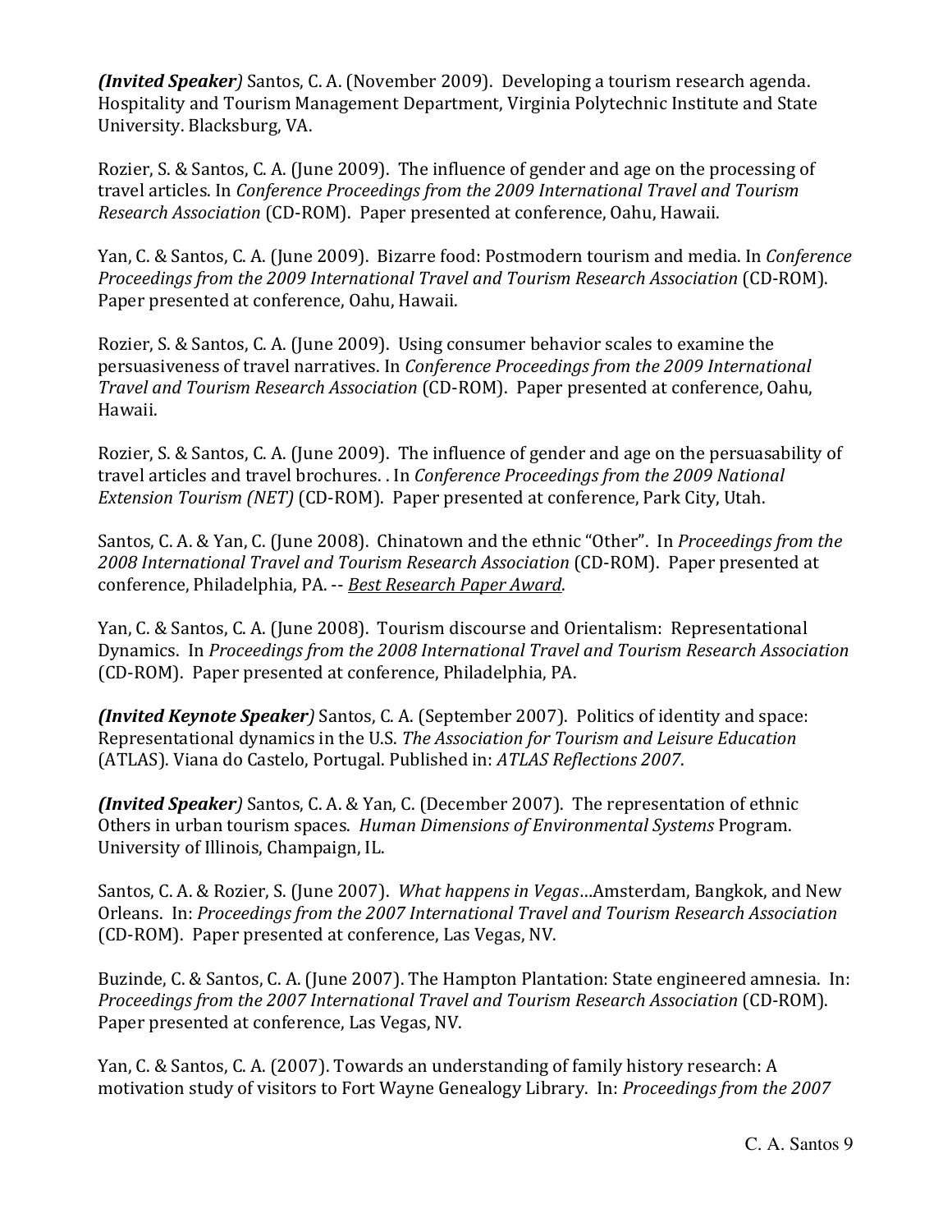***(Invited Speaker)*** Santos, C. A. (November 2009). Developing a tourism research agenda. Hospitality and Tourism Management Department, Virginia Polytechnic Institute and State University. Blacksburg, VA.

Rozier, S. & Santos, C. A. (June 2009). The influence of gender and age on the processing of travel articles. In *Conference Proceedings from the 2009 International Travel and Tourism Research Association* (CD-ROM). Paper presented at conference, Oahu, Hawaii.

Yan, C. & Santos, C. A. (June 2009). Bizarre food: Postmodern tourism and media. In *Conference Proceedings from the 2009 International Travel and Tourism Research Association* (CD-ROM). Paper presented at conference, Oahu, Hawaii.

Rozier, S. & Santos, C. A. (June 2009). Using consumer behavior scales to examine the persuasiveness of travel narratives. In *Conference Proceedings from the 2009 International Travel and Tourism Research Association* (CD-ROM). Paper presented at conference, Oahu, Hawaii.

Rozier, S. & Santos, C. A. (June 2009). The influence of gender and age on the persuasability of travel articles and travel brochures. . In *Conference Proceedings from the 2009 National Extension Tourism (NET)* (CD-ROM). Paper presented at conference, Park City, Utah.

Santos, C. A. & Yan, C. (June 2008). Chinatown and the ethnic "Other". In *Proceedings from the 2008 International Travel and Tourism Research Association* (CD-ROM). Paper presented at conference, Philadelphia, PA. -- *Best Research Paper Award*.

Yan, C. & Santos, C. A. (June 2008). Tourism discourse and Orientalism: Representational Dynamics. In *Proceedings from the 2008 International Travel and Tourism Research Association* (CD-ROM). Paper presented at conference, Philadelphia, PA.

***(Invited Keynote Speaker)*** Santos, C. A. (September 2007). Politics of identity and space: Representational dynamics in the U.S. *The Association for Tourism and Leisure Education* (ATLAS). Viana do Castelo, Portugal. Published in: *ATLAS Reflections 2007*.

***(Invited Speaker)*** Santos, C. A. & Yan, C. (December 2007). The representation of ethnic Others in urban tourism spaces. *Human Dimensions of Environmental Systems* Program. University of Illinois, Champaign, IL.

Santos, C. A. & Rozier, S. (June 2007). *What happens in Vegas*…Amsterdam, Bangkok, and New Orleans. In: *Proceedings from the 2007 International Travel and Tourism Research Association* (CD-ROM). Paper presented at conference, Las Vegas, NV.

Buzinde, C. & Santos, C. A. (June 2007). The Hampton Plantation: State engineered amnesia. In: *Proceedings from the 2007 International Travel and Tourism Research Association* (CD-ROM). Paper presented at conference, Las Vegas, NV.

Yan, C. & Santos, C. A. (2007). Towards an understanding of family history research: A motivation study of visitors to Fort Wayne Genealogy Library. In: *Proceedings from the 2007*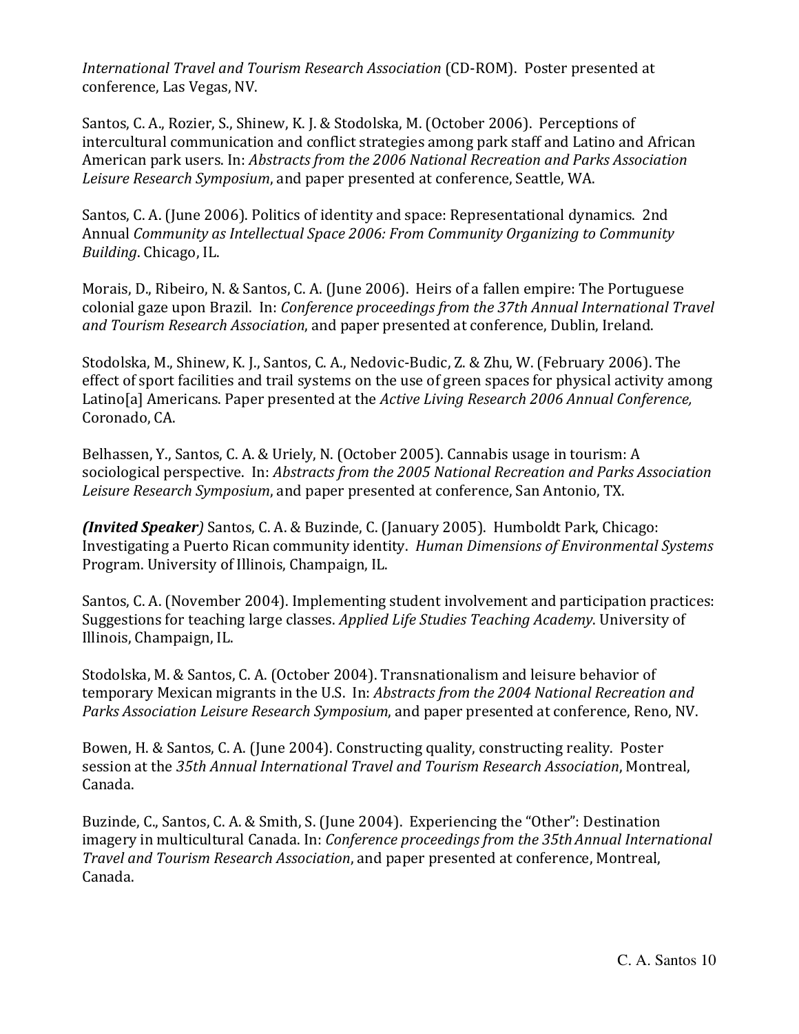*International Travel and Tourism Research Association* (CD-ROM). Poster presented at conference, Las Vegas, NV.

Santos, C. A., Rozier, S., Shinew, K. J. & Stodolska, M. (October 2006). Perceptions of intercultural communication and conflict strategies among park staff and Latino and African American park users. In: *Abstracts from the 2006 National Recreation and Parks Association Leisure Research Symposium*, and paper presented at conference, Seattle, WA.

Santos, C. A. (June 2006). Politics of identity and space: Representational dynamics. 2nd Annual *Community as Intellectual Space 2006: From Community Organizing to Community Building*. Chicago, IL.

Morais, D., Ribeiro, N. & Santos, C. A. (June 2006). Heirs of a fallen empire: The Portuguese colonial gaze upon Brazil. In: *Conference proceedings from the 37th Annual International Travel and Tourism Research Association*, and paper presented at conference, Dublin, Ireland.

Stodolska, M., Shinew, K. J., Santos, C. A., Nedovic-Budic, Z. & Zhu, W. (February 2006). The effect of sport facilities and trail systems on the use of green spaces for physical activity among Latino[a] Americans. Paper presented at the *Active Living Research 2006 Annual Conference,* Coronado, CA.

Belhassen, Y., Santos, C. A. & Uriely, N. (October 2005). Cannabis usage in tourism: A sociological perspective. In: *Abstracts from the 2005 National Recreation and Parks Association Leisure Research Symposium*, and paper presented at conference, San Antonio, TX.

***(Invited Speaker)*** Santos, C. A. & Buzinde, C. (January 2005). Humboldt Park, Chicago: Investigating a Puerto Rican community identity. *Human Dimensions of Environmental Systems* Program. University of Illinois, Champaign, IL.

Santos, C. A. (November 2004). Implementing student involvement and participation practices: Suggestions for teaching large classes. *Applied Life Studies Teaching Academy*. University of Illinois, Champaign, IL.

Stodolska, M. & Santos, C. A. (October 2004). Transnationalism and leisure behavior of temporary Mexican migrants in the U.S. In: *Abstracts from the 2004 National Recreation and Parks Association Leisure Research Symposium*, and paper presented at conference, Reno, NV.

Bowen, H. & Santos, C. A. (June 2004). Constructing quality, constructing reality. Poster session at the *35th Annual International Travel and Tourism Research Association*, Montreal, Canada.

Buzinde, C., Santos, C. A. & Smith, S. (June 2004). Experiencing the "Other": Destination imagery in multicultural Canada. In: *Conference proceedings from the 35th Annual International Travel and Tourism Research Association*, and paper presented at conference, Montreal, Canada.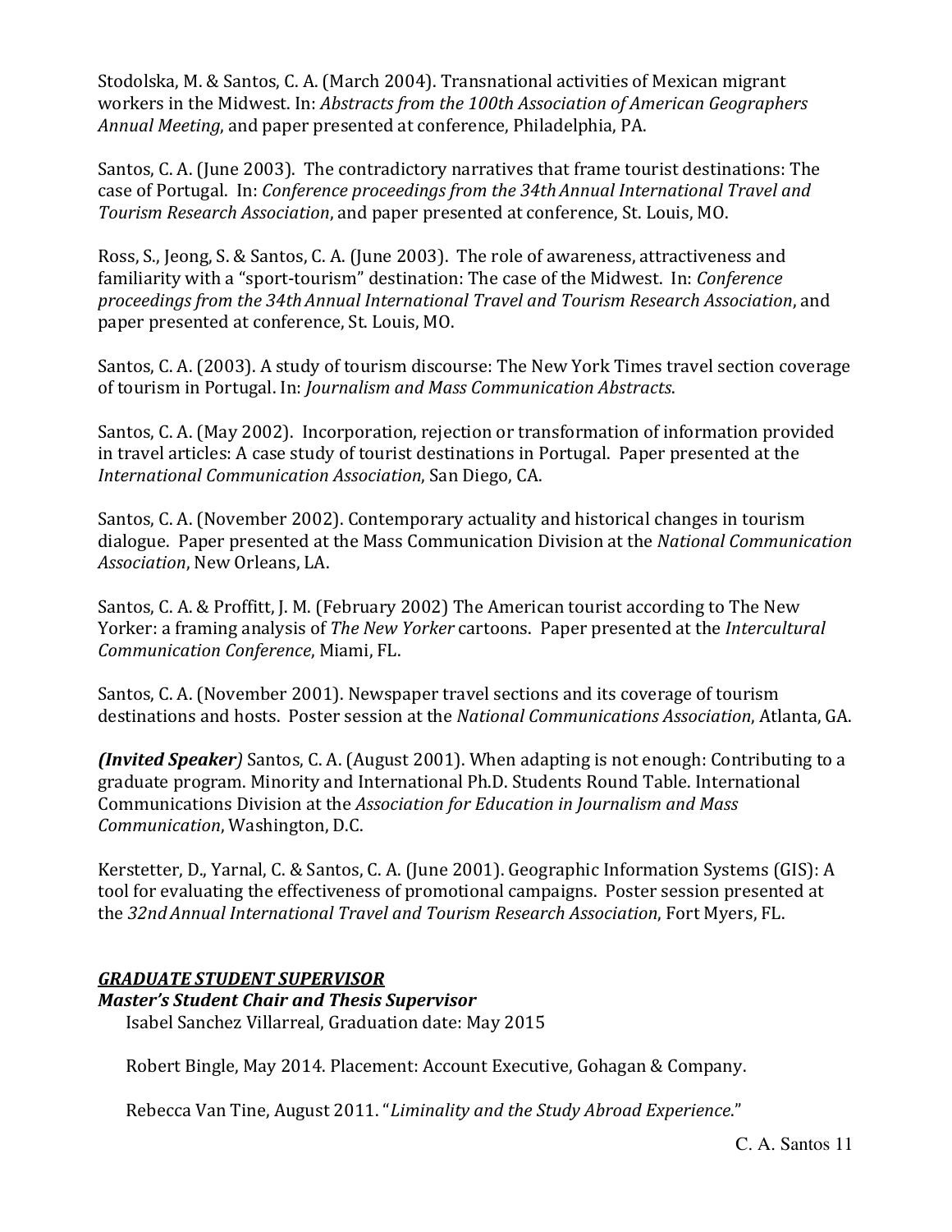Stodolska, M. & Santos, C. A. (March 2004). Transnational activities of Mexican migrant workers in the Midwest. In: *Abstracts from the 100th Association of American Geographers Annual Meeting*, and paper presented at conference, Philadelphia, PA.

Santos, C. A. (June 2003). The contradictory narratives that frame tourist destinations: The case of Portugal. In: *Conference proceedings from the 34th Annual International Travel and Tourism Research Association*, and paper presented at conference, St. Louis, MO.

Ross, S., Jeong, S. & Santos, C. A. (June 2003). The role of awareness, attractiveness and familiarity with a "sport-tourism" destination: The case of the Midwest. In: *Conference proceedings from the 34th Annual International Travel and Tourism Research Association*, and paper presented at conference, St. Louis, MO.

Santos, C. A. (2003). A study of tourism discourse: The New York Times travel section coverage of tourism in Portugal. In: *Journalism and Mass Communication Abstracts*.

Santos, C. A. (May 2002). Incorporation, rejection or transformation of information provided in travel articles: A case study of tourist destinations in Portugal. Paper presented at the *International Communication Association*, San Diego, CA.

Santos, C. A. (November 2002). Contemporary actuality and historical changes in tourism dialogue. Paper presented at the Mass Communication Division at the *National Communication Association*, New Orleans, LA.

Santos, C. A. & Proffitt, J. M. (February 2002) The American tourist according to The New Yorker: a framing analysis of *The New Yorker* cartoons. Paper presented at the *Intercultural Communication Conference*, Miami, FL.

Santos, C. A. (November 2001). Newspaper travel sections and its coverage of tourism destinations and hosts. Poster session at the *National Communications Association*, Atlanta, GA.

***(Invited Speaker)*** Santos, C. A. (August 2001). When adapting is not enough: Contributing to a graduate program. Minority and International Ph.D. Students Round Table. International Communications Division at the *Association for Education in Journalism and Mass Communication*, Washington, D.C.

Kerstetter, D., Yarnal, C. & Santos, C. A. (June 2001). Geographic Information Systems (GIS): A tool for evaluating the effectiveness of promotional campaigns. Poster session presented at the *32nd Annual International Travel and Tourism Research Association*, Fort Myers, FL.

## ***GRADUATE STUDENT SUPERVISOR***

### ***Master's Student Chair and Thesis Supervisor***

Isabel Sanchez Villarreal, Graduation date: May 2015

Robert Bingle, May 2014. Placement: Account Executive, Gohagan & Company.

Rebecca Van Tine, August 2011. "*Liminality and the Study Abroad Experience*."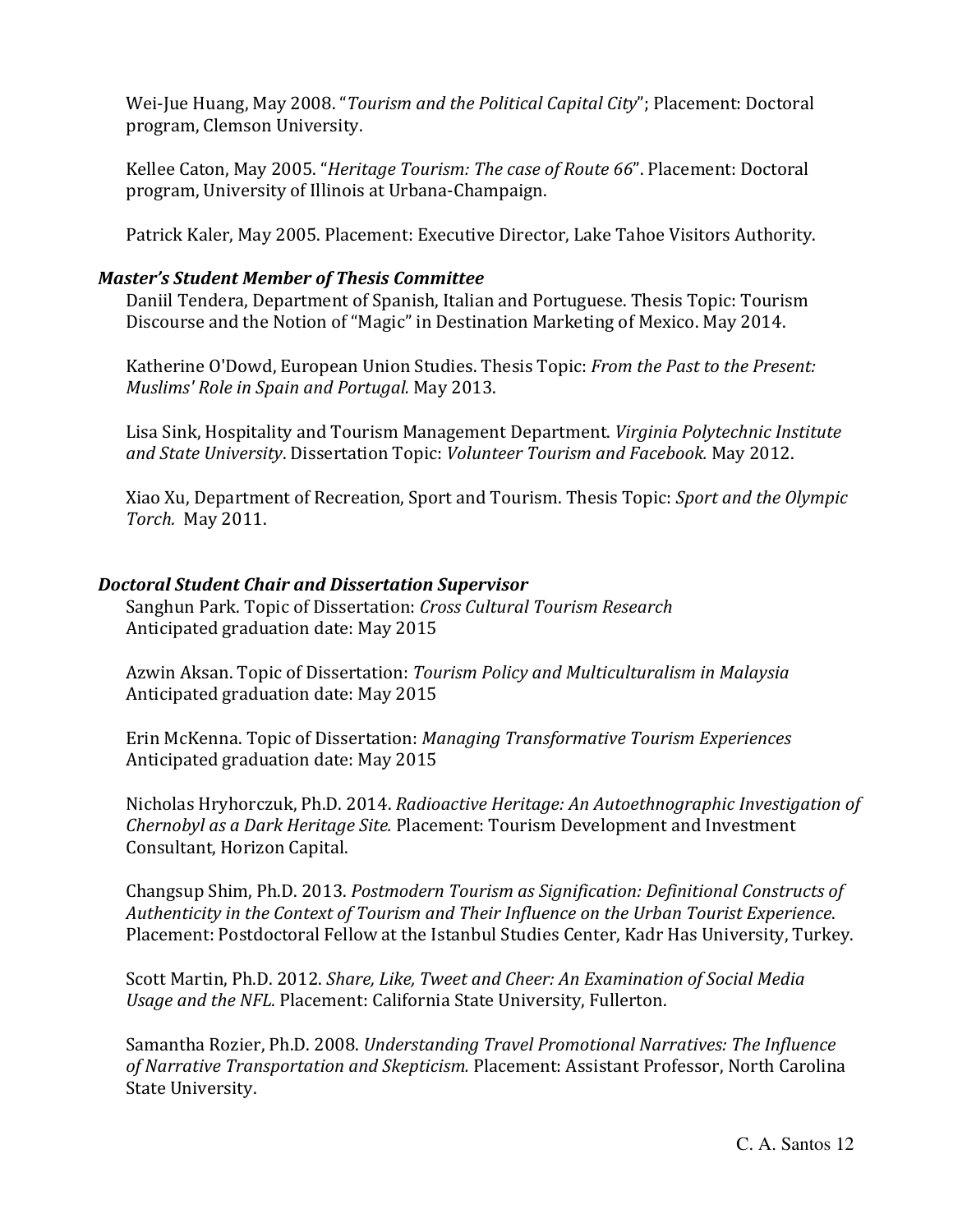Wei-Jue Huang, May 2008. "*Tourism and the Political Capital City*"; Placement: Doctoral program, Clemson University.

Kellee Caton, May 2005. "*Heritage Tourism: The case of Route 66*". Placement: Doctoral program, University of Illinois at Urbana-Champaign.

Patrick Kaler, May 2005. Placement: Executive Director, Lake Tahoe Visitors Authority.

***Master's Student Member of Thesis Committee***

Daniil Tendera, Department of Spanish, Italian and Portuguese. Thesis Topic: Tourism Discourse and the Notion of "Magic" in Destination Marketing of Mexico. May 2014.

Katherine O'Dowd, European Union Studies. Thesis Topic: *From the Past to the Present: Muslims' Role in Spain and Portugal.* May 2013.

Lisa Sink, Hospitality and Tourism Management Department. *Virginia Polytechnic Institute and State University*. Dissertation Topic: *Volunteer Tourism and Facebook.* May 2012.

Xiao Xu, Department of Recreation, Sport and Tourism. Thesis Topic: *Sport and the Olympic Torch.* May 2011.

***Doctoral Student Chair and Dissertation Supervisor***

Sanghun Park. Topic of Dissertation: *Cross Cultural Tourism Research*
Anticipated graduation date: May 2015

Azwin Aksan. Topic of Dissertation: *Tourism Policy and Multiculturalism in Malaysia*
Anticipated graduation date: May 2015

Erin McKenna. Topic of Dissertation: *Managing Transformative Tourism Experiences*
Anticipated graduation date: May 2015

Nicholas Hryhorczuk, Ph.D. 2014. *Radioactive Heritage: An Autoethnographic Investigation of Chernobyl as a Dark Heritage Site.* Placement: Tourism Development and Investment Consultant, Horizon Capital.

Changsup Shim, Ph.D. 2013. *Postmodern Tourism as Signification: Definitional Constructs of Authenticity in the Context of Tourism and Their Influence on the Urban Tourist Experience*. Placement: Postdoctoral Fellow at the Istanbul Studies Center, Kadr Has University, Turkey.

Scott Martin, Ph.D. 2012. *Share, Like, Tweet and Cheer: An Examination of Social Media Usage and the NFL.* Placement: California State University, Fullerton.

Samantha Rozier, Ph.D. 2008. *Understanding Travel Promotional Narratives: The Influence of Narrative Transportation and Skepticism.* Placement: Assistant Professor, North Carolina State University.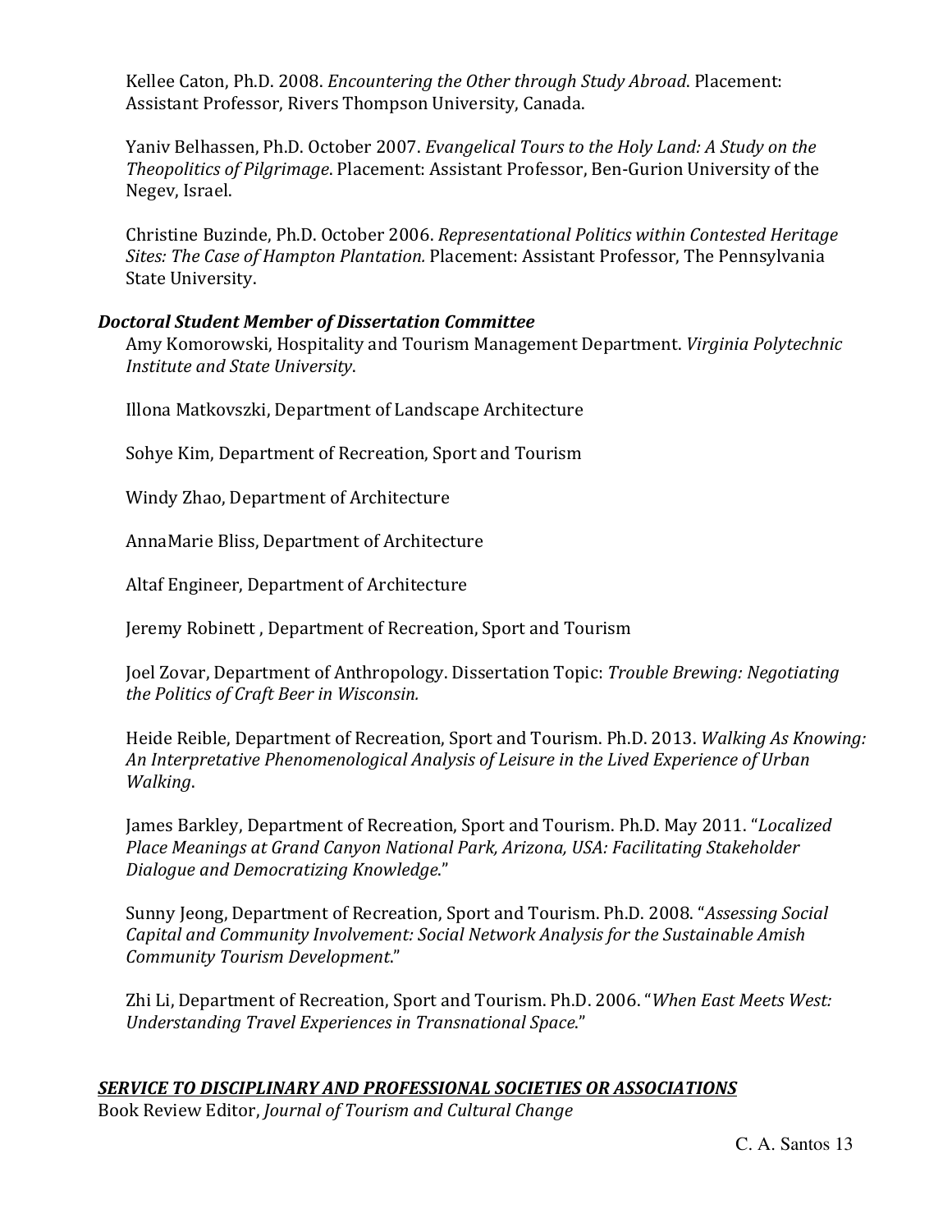Kellee Caton, Ph.D. 2008. *Encountering the Other through Study Abroad*. Placement: Assistant Professor, Rivers Thompson University, Canada.

Yaniv Belhassen, Ph.D. October 2007. *Evangelical Tours to the Holy Land: A Study on the Theopolitics of Pilgrimage*. Placement: Assistant Professor, Ben-Gurion University of the Negev, Israel.

Christine Buzinde, Ph.D. October 2006. *Representational Politics within Contested Heritage Sites: The Case of Hampton Plantation.* Placement: Assistant Professor, The Pennsylvania State University.

***Doctoral Student Member of Dissertation Committee***

Amy Komorowski, Hospitality and Tourism Management Department. *Virginia Polytechnic Institute and State University*.

Illona Matkovszki, Department of Landscape Architecture

Sohye Kim, Department of Recreation, Sport and Tourism

Windy Zhao, Department of Architecture

AnnaMarie Bliss, Department of Architecture

Altaf Engineer, Department of Architecture

Jeremy Robinett , Department of Recreation, Sport and Tourism

Joel Zovar, Department of Anthropology. Dissertation Topic: *Trouble Brewing: Negotiating the Politics of Craft Beer in Wisconsin.*

Heide Reible, Department of Recreation, Sport and Tourism. Ph.D. 2013. *Walking As Knowing: An Interpretative Phenomenological Analysis of Leisure in the Lived Experience of Urban Walking*.

James Barkley, Department of Recreation, Sport and Tourism. Ph.D. May 2011. "*Localized Place Meanings at Grand Canyon National Park, Arizona, USA: Facilitating Stakeholder Dialogue and Democratizing Knowledge*."

Sunny Jeong, Department of Recreation, Sport and Tourism. Ph.D. 2008. "*Assessing Social Capital and Community Involvement: Social Network Analysis for the Sustainable Amish Community Tourism Development*."

Zhi Li, Department of Recreation, Sport and Tourism. Ph.D. 2006. "*When East Meets West: Understanding Travel Experiences in Transnational Space*."

## ***SERVICE TO DISCIPLINARY AND PROFESSIONAL SOCIETIES OR ASSOCIATIONS***

Book Review Editor, *Journal of Tourism and Cultural Change*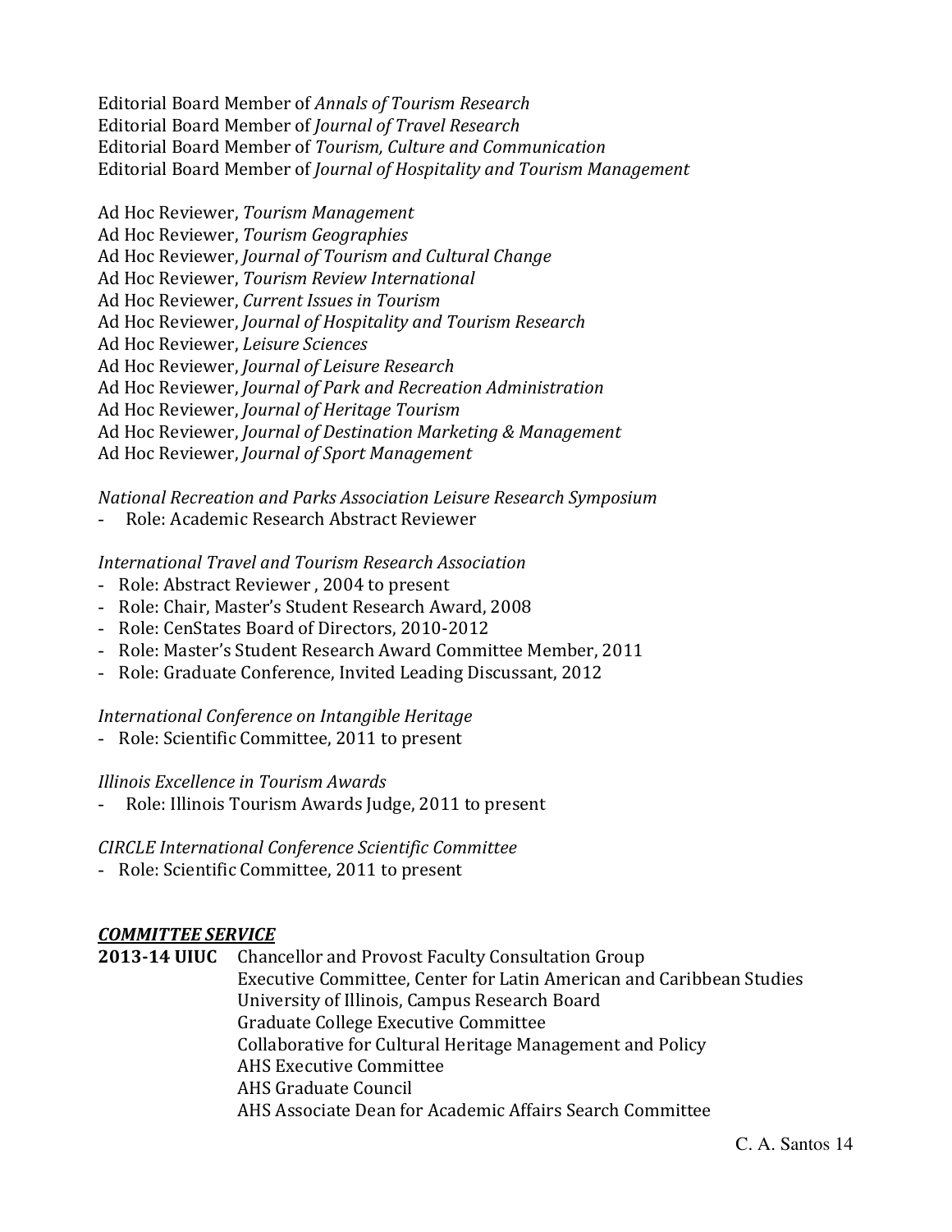Editorial Board Member of *Annals of Tourism Research*
Editorial Board Member of *Journal of Travel Research*
Editorial Board Member of *Tourism, Culture and Communication*
Editorial Board Member of *Journal of Hospitality and Tourism Management*

Ad Hoc Reviewer, *Tourism Management*
Ad Hoc Reviewer, *Tourism Geographies*
Ad Hoc Reviewer, *Journal of Tourism and Cultural Change*
Ad Hoc Reviewer, *Tourism Review International*
Ad Hoc Reviewer, *Current Issues in Tourism*
Ad Hoc Reviewer, *Journal of Hospitality and Tourism Research*
Ad Hoc Reviewer, *Leisure Sciences*
Ad Hoc Reviewer, *Journal of Leisure Research*
Ad Hoc Reviewer, *Journal of Park and Recreation Administration*
Ad Hoc Reviewer, *Journal of Heritage Tourism*
Ad Hoc Reviewer, *Journal of Destination Marketing & Management*
Ad Hoc Reviewer, *Journal of Sport Management*

*National Recreation and Parks Association Leisure Research Symposium*
- Role: Academic Research Abstract Reviewer

*International Travel and Tourism Research Association*
- Role: Abstract Reviewer , 2004 to present
- Role: Chair, Master's Student Research Award, 2008
- Role: CenStates Board of Directors, 2010-2012
- Role: Master's Student Research Award Committee Member, 2011
- Role: Graduate Conference, Invited Leading Discussant, 2012

*International Conference on Intangible Heritage*
- Role: Scientific Committee, 2011 to present

*Illinois Excellence in Tourism Awards*
- Role: Illinois Tourism Awards Judge, 2011 to present

*CIRCLE International Conference Scientific Committee*
- Role: Scientific Committee, 2011 to present

## ***COMMITTEE SERVICE***

**2013-14 UIUC** Chancellor and Provost Faculty Consultation Group
Executive Committee, Center for Latin American and Caribbean Studies
University of Illinois, Campus Research Board
Graduate College Executive Committee
Collaborative for Cultural Heritage Management and Policy
AHS Executive Committee
AHS Graduate Council
AHS Associate Dean for Academic Affairs Search Committee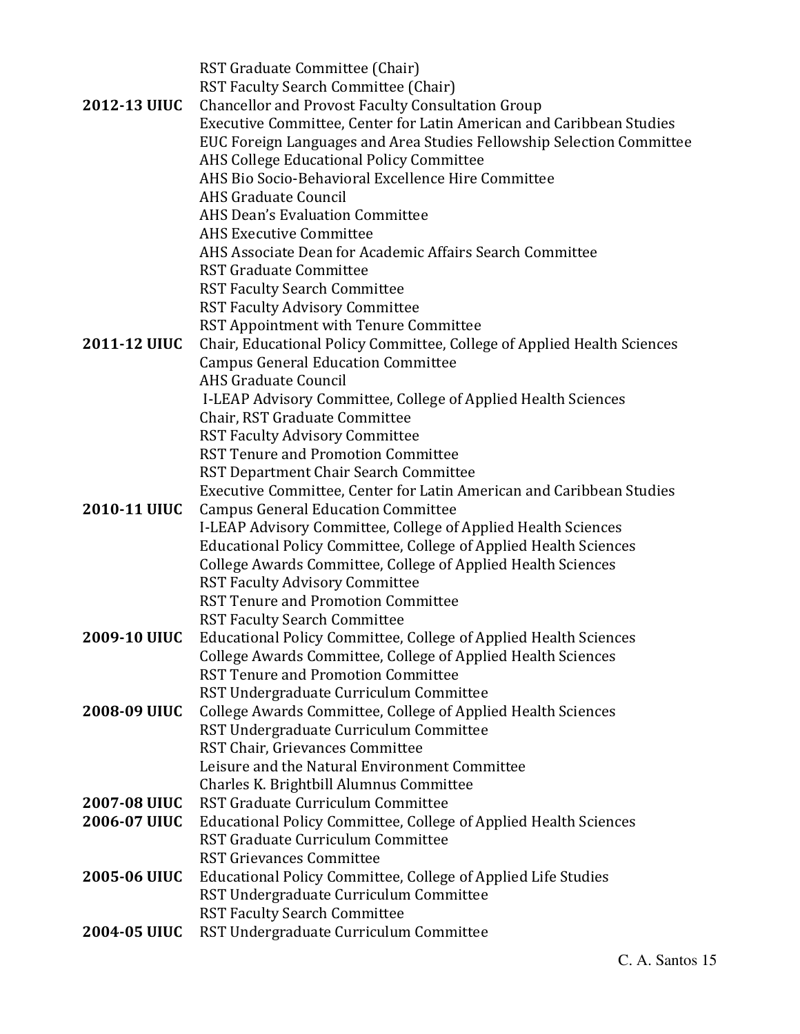RST Graduate Committee (Chair)
RST Faculty Search Committee (Chair)

**2012-13 UIUC** Chancellor and Provost Faculty Consultation Group
Executive Committee, Center for Latin American and Caribbean Studies
EUC Foreign Languages and Area Studies Fellowship Selection Committee
AHS College Educational Policy Committee
AHS Bio Socio-Behavioral Excellence Hire Committee
AHS Graduate Council
AHS Dean's Evaluation Committee
AHS Executive Committee
AHS Associate Dean for Academic Affairs Search Committee
RST Graduate Committee
RST Faculty Search Committee
RST Faculty Advisory Committee
RST Appointment with Tenure Committee

**2011-12 UIUC** Chair, Educational Policy Committee, College of Applied Health Sciences
Campus General Education Committee
AHS Graduate Council
I-LEAP Advisory Committee, College of Applied Health Sciences
Chair, RST Graduate Committee
RST Faculty Advisory Committee
RST Tenure and Promotion Committee
RST Department Chair Search Committee
Executive Committee, Center for Latin American and Caribbean Studies

**2010-11 UIUC** Campus General Education Committee
I-LEAP Advisory Committee, College of Applied Health Sciences
Educational Policy Committee, College of Applied Health Sciences
College Awards Committee, College of Applied Health Sciences
RST Faculty Advisory Committee
RST Tenure and Promotion Committee
RST Faculty Search Committee

**2009-10 UIUC** Educational Policy Committee, College of Applied Health Sciences
College Awards Committee, College of Applied Health Sciences
RST Tenure and Promotion Committee
RST Undergraduate Curriculum Committee

**2008-09 UIUC** College Awards Committee, College of Applied Health Sciences
RST Undergraduate Curriculum Committee
RST Chair, Grievances Committee
Leisure and the Natural Environment Committee
Charles K. Brightbill Alumnus Committee

**2007-08 UIUC** RST Graduate Curriculum Committee

**2006-07 UIUC** Educational Policy Committee, College of Applied Health Sciences
RST Graduate Curriculum Committee
RST Grievances Committee

**2005-06 UIUC** Educational Policy Committee, College of Applied Life Studies
RST Undergraduate Curriculum Committee
RST Faculty Search Committee

**2004-05 UIUC** RST Undergraduate Curriculum Committee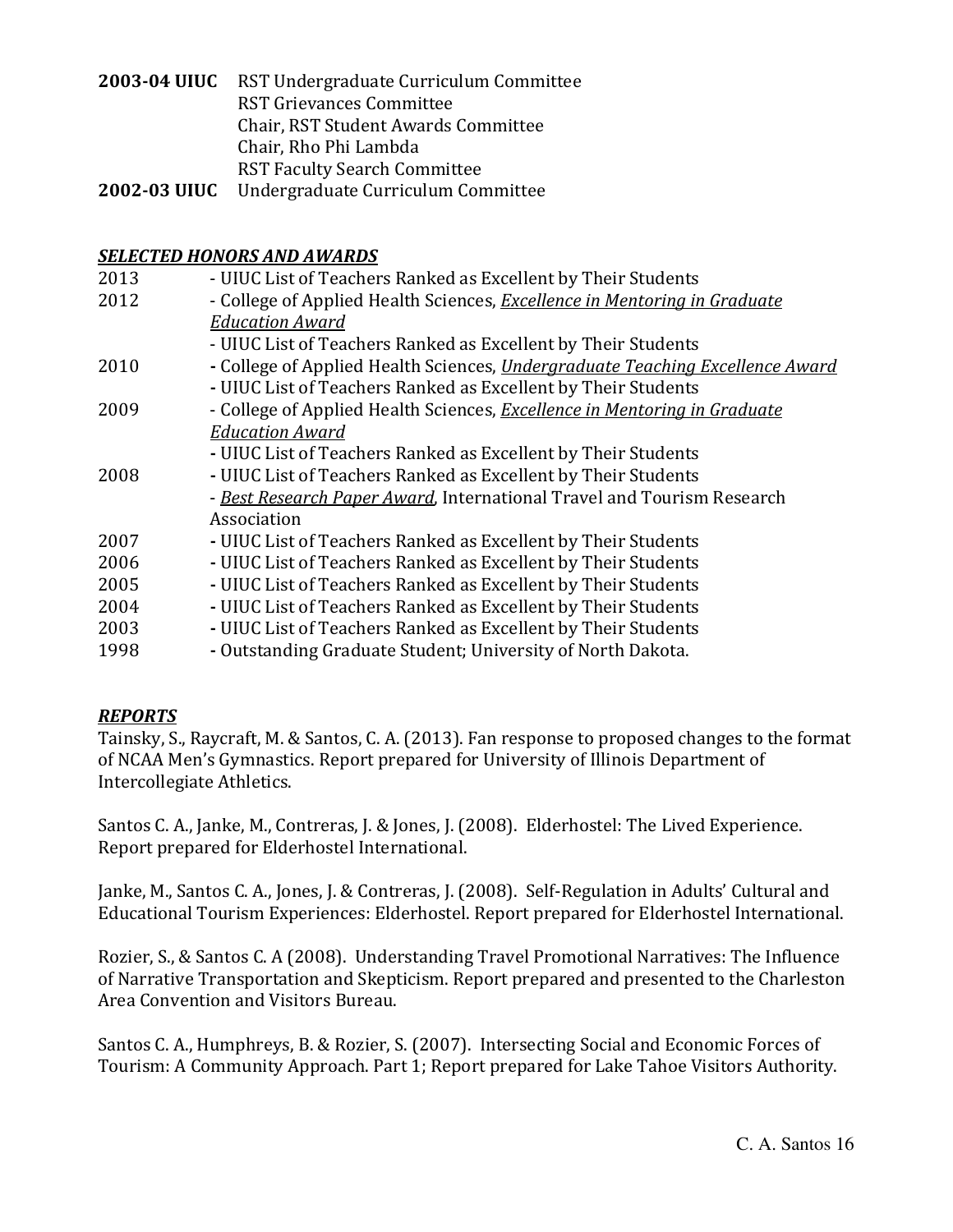**2003-04 UIUC** RST Undergraduate Curriculum Committee
RST Grievances Committee
Chair, RST Student Awards Committee
Chair, Rho Phi Lambda
RST Faculty Search Committee

**2002-03 UIUC** Undergraduate Curriculum Committee

## ***SELECTED HONORS AND AWARDS***

2013 - UIUC List of Teachers Ranked as Excellent by Their Students

2012 - College of Applied Health Sciences, ***Excellence in Mentoring in Graduate Education Award***
- UIUC List of Teachers Ranked as Excellent by Their Students

2010 - College of Applied Health Sciences, ***Undergraduate Teaching Excellence Award***
- UIUC List of Teachers Ranked as Excellent by Their Students

2009 - College of Applied Health Sciences, ***Excellence in Mentoring in Graduate Education Award***
- UIUC List of Teachers Ranked as Excellent by Their Students

2008 - UIUC List of Teachers Ranked as Excellent by Their Students
- ***Best Research Paper Award***, International Travel and Tourism Research Association

2007 - UIUC List of Teachers Ranked as Excellent by Their Students

2006 - UIUC List of Teachers Ranked as Excellent by Their Students

2005 - UIUC List of Teachers Ranked as Excellent by Their Students

2004 - UIUC List of Teachers Ranked as Excellent by Their Students

2003 - UIUC List of Teachers Ranked as Excellent by Their Students

1998 - Outstanding Graduate Student; University of North Dakota.

## ***REPORTS***

Tainsky, S., Raycraft, M. & Santos, C. A. (2013). Fan response to proposed changes to the format of NCAA Men's Gymnastics. Report prepared for University of Illinois Department of Intercollegiate Athletics.

Santos C. A., Janke, M., Contreras, J. & Jones, J. (2008). Elderhostel: The Lived Experience. Report prepared for Elderhostel International.

Janke, M., Santos C. A., Jones, J. & Contreras, J. (2008). Self-Regulation in Adults' Cultural and Educational Tourism Experiences: Elderhostel. Report prepared for Elderhostel International.

Rozier, S., & Santos C. A (2008). Understanding Travel Promotional Narratives: The Influence of Narrative Transportation and Skepticism. Report prepared and presented to the Charleston Area Convention and Visitors Bureau.

Santos C. A., Humphreys, B. & Rozier, S. (2007). Intersecting Social and Economic Forces of Tourism: A Community Approach. Part 1; Report prepared for Lake Tahoe Visitors Authority.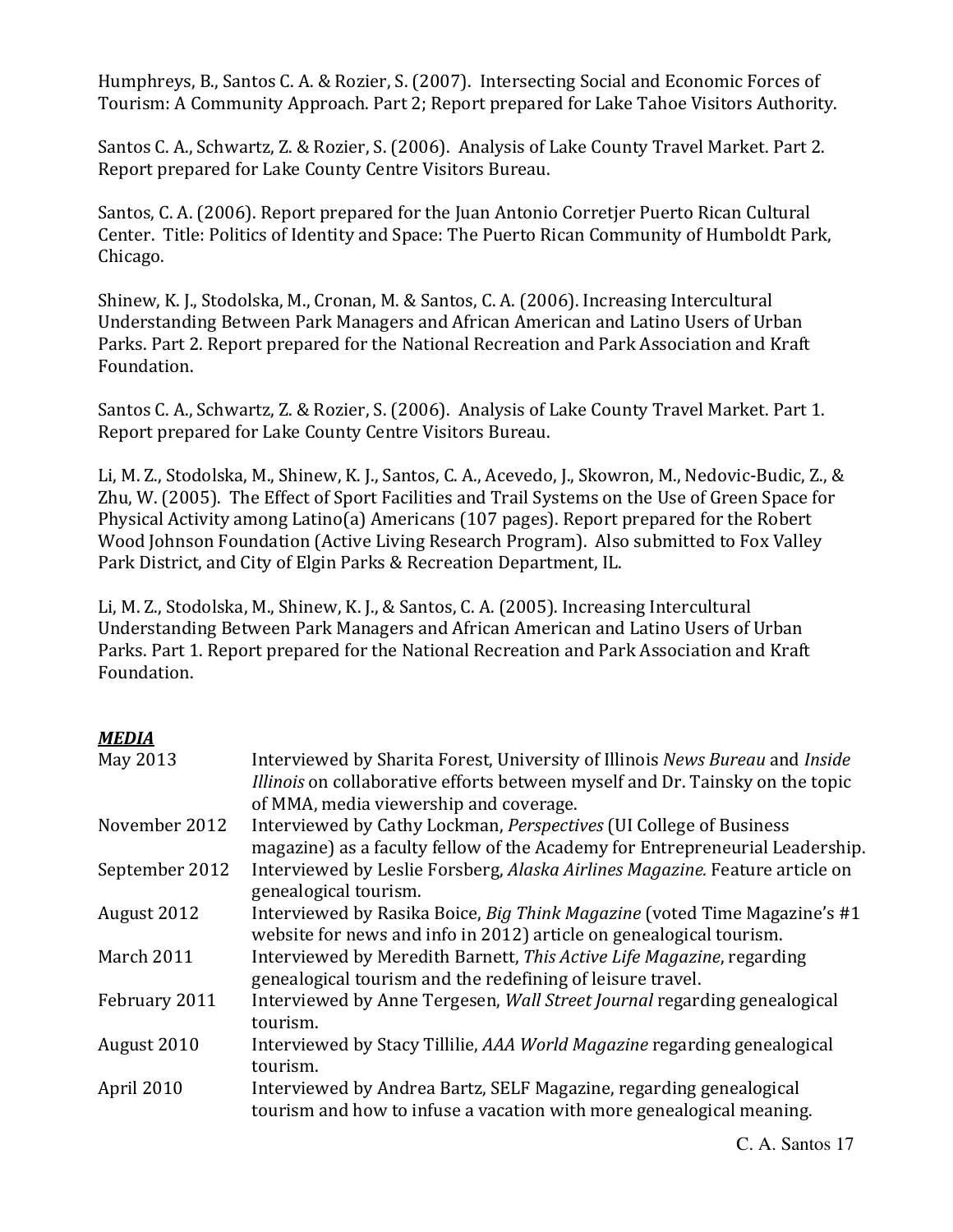Humphreys, B., Santos C. A. & Rozier, S. (2007). Intersecting Social and Economic Forces of Tourism: A Community Approach. Part 2; Report prepared for Lake Tahoe Visitors Authority.

Santos C. A., Schwartz, Z. & Rozier, S. (2006). Analysis of Lake County Travel Market. Part 2. Report prepared for Lake County Centre Visitors Bureau.

Santos, C. A. (2006). Report prepared for the Juan Antonio Corretjer Puerto Rican Cultural Center. Title: Politics of Identity and Space: The Puerto Rican Community of Humboldt Park, Chicago.

Shinew, K. J., Stodolska, M., Cronan, M. & Santos, C. A. (2006). Increasing Intercultural Understanding Between Park Managers and African American and Latino Users of Urban Parks. Part 2. Report prepared for the National Recreation and Park Association and Kraft Foundation.

Santos C. A., Schwartz, Z. & Rozier, S. (2006). Analysis of Lake County Travel Market. Part 1. Report prepared for Lake County Centre Visitors Bureau.

Li, M. Z., Stodolska, M., Shinew, K. J., Santos, C. A., Acevedo, J., Skowron, M., Nedovic-Budic, Z., & Zhu, W. (2005). The Effect of Sport Facilities and Trail Systems on the Use of Green Space for Physical Activity among Latino(a) Americans (107 pages). Report prepared for the Robert Wood Johnson Foundation (Active Living Research Program). Also submitted to Fox Valley Park District, and City of Elgin Parks & Recreation Department, IL.

Li, M. Z., Stodolska, M., Shinew, K. J., & Santos, C. A. (2005). Increasing Intercultural Understanding Between Park Managers and African American and Latino Users of Urban Parks. Part 1. Report prepared for the National Recreation and Park Association and Kraft Foundation.

***MEDIA***

| | |
|---|---|
| May 2013 | Interviewed by Sharita Forest, University of Illinois *News Bureau* and *Inside Illinois* on collaborative efforts between myself and Dr. Tainsky on the topic of MMA, media viewership and coverage. |
| November 2012 | Interviewed by Cathy Lockman, *Perspectives* (UI College of Business magazine) as a faculty fellow of the Academy for Entrepreneurial Leadership. |
| September 2012 | Interviewed by Leslie Forsberg, *Alaska Airlines Magazine.* Feature article on genealogical tourism. |
| August 2012 | Interviewed by Rasika Boice, *Big Think Magazine* (voted Time Magazine's #1 website for news and info in 2012) article on genealogical tourism. |
| March 2011 | Interviewed by Meredith Barnett, *This Active Life Magazine*, regarding genealogical tourism and the redefining of leisure travel. |
| February 2011 | Interviewed by Anne Tergesen, *Wall Street Journal* regarding genealogical tourism. |
| August 2010 | Interviewed by Stacy Tillilie, *AAA World Magazine* regarding genealogical tourism. |
| April 2010 | Interviewed by Andrea Bartz, SELF Magazine, regarding genealogical tourism and how to infuse a vacation with more genealogical meaning. |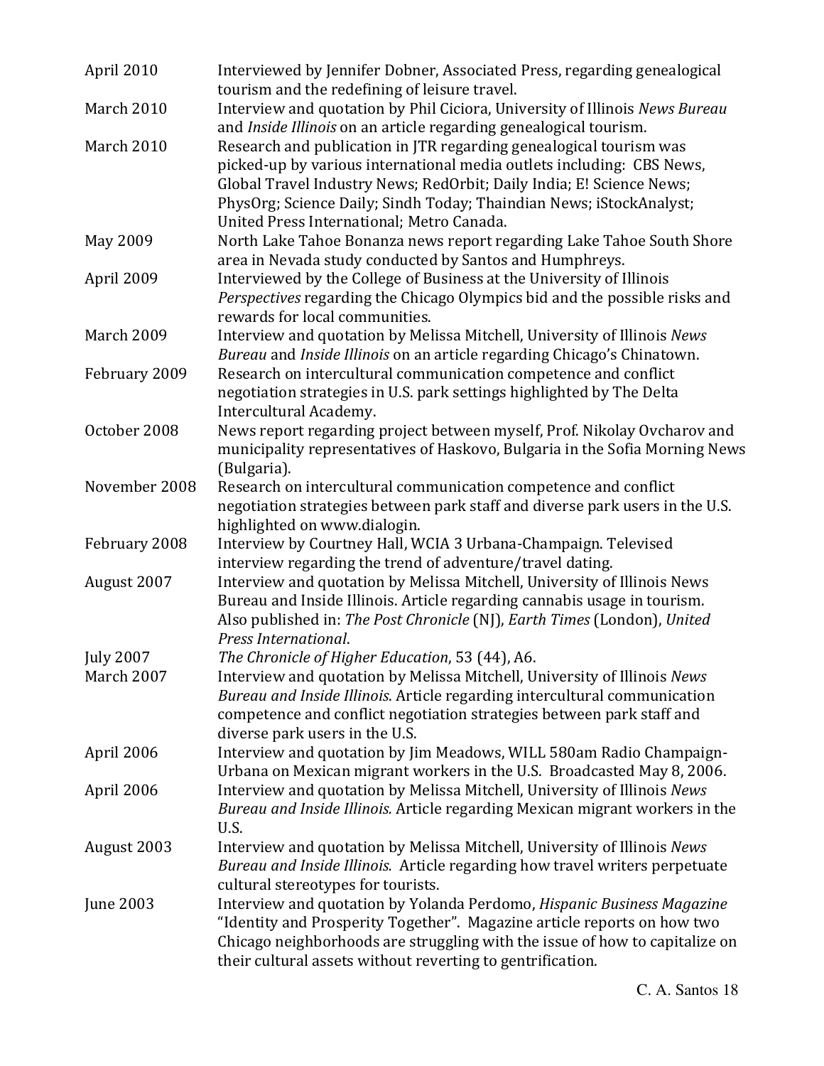| | |
|---|---|
| April 2010 | Interviewed by Jennifer Dobner, Associated Press, regarding genealogical tourism and the redefining of leisure travel. |
| March 2010 | Interview and quotation by Phil Ciciora, University of Illinois *News Bureau* and *Inside Illinois* on an article regarding genealogical tourism. |
| March 2010 | Research and publication in JTR regarding genealogical tourism was picked-up by various international media outlets including: CBS News, Global Travel Industry News; RedOrbit; Daily India; E! Science News; PhysOrg; Science Daily; Sindh Today; Thaindian News; iStockAnalyst; United Press International; Metro Canada. |
| May 2009 | North Lake Tahoe Bonanza news report regarding Lake Tahoe South Shore area in Nevada study conducted by Santos and Humphreys. |
| April 2009 | Interviewed by the College of Business at the University of Illinois *Perspectives* regarding the Chicago Olympics bid and the possible risks and rewards for local communities. |
| March 2009 | Interview and quotation by Melissa Mitchell, University of Illinois *News Bureau* and *Inside Illinois* on an article regarding Chicago's Chinatown. |
| February 2009 | Research on intercultural communication competence and conflict negotiation strategies in U.S. park settings highlighted by The Delta Intercultural Academy. |
| October 2008 | News report regarding project between myself, Prof. Nikolay Ovcharov and municipality representatives of Haskovo, Bulgaria in the Sofia Morning News (Bulgaria). |
| November 2008 | Research on intercultural communication competence and conflict negotiation strategies between park staff and diverse park users in the U.S. highlighted on www.dialogin. |
| February 2008 | Interview by Courtney Hall, WCIA 3 Urbana-Champaign. Televised interview regarding the trend of adventure/travel dating. |
| August 2007 | Interview and quotation by Melissa Mitchell, University of Illinois News Bureau and Inside Illinois. Article regarding cannabis usage in tourism. Also published in: *The Post Chronicle* (NJ), *Earth Times* (London), *United Press International*. |
| July 2007 | *The Chronicle of Higher Education*, 53 (44), A6. |
| March 2007 | Interview and quotation by Melissa Mitchell, University of Illinois *News Bureau and Inside Illinois*. Article regarding intercultural communication competence and conflict negotiation strategies between park staff and diverse park users in the U.S. |
| April 2006 | Interview and quotation by Jim Meadows, WILL 580am Radio Champaign-Urbana on Mexican migrant workers in the U.S. Broadcasted May 8, 2006. |
| April 2006 | Interview and quotation by Melissa Mitchell, University of Illinois *News Bureau and Inside Illinois.* Article regarding Mexican migrant workers in the U.S. |
| August 2003 | Interview and quotation by Melissa Mitchell, University of Illinois *News Bureau and Inside Illinois.* Article regarding how travel writers perpetuate cultural stereotypes for tourists. |
| June 2003 | Interview and quotation by Yolanda Perdomo, *Hispanic Business Magazine* "Identity and Prosperity Together". Magazine article reports on how two Chicago neighborhoods are struggling with the issue of how to capitalize on their cultural assets without reverting to gentrification. |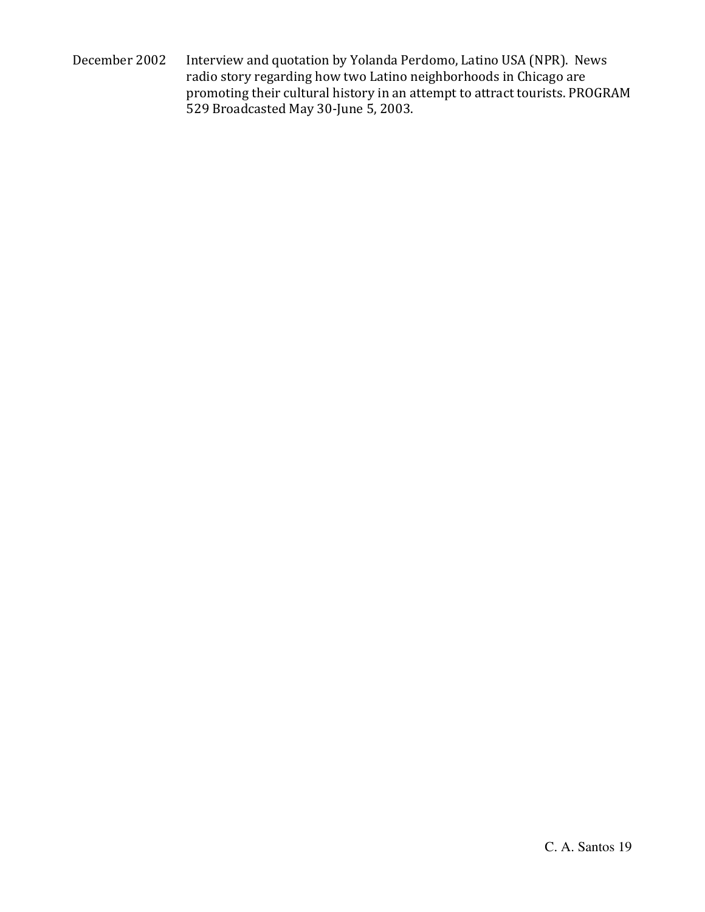| | |
|---|---|
| December 2002 | Interview and quotation by Yolanda Perdomo, Latino USA (NPR). News radio story regarding how two Latino neighborhoods in Chicago are promoting their cultural history in an attempt to attract tourists. PROGRAM 529 Broadcasted May 30-June 5, 2003. |